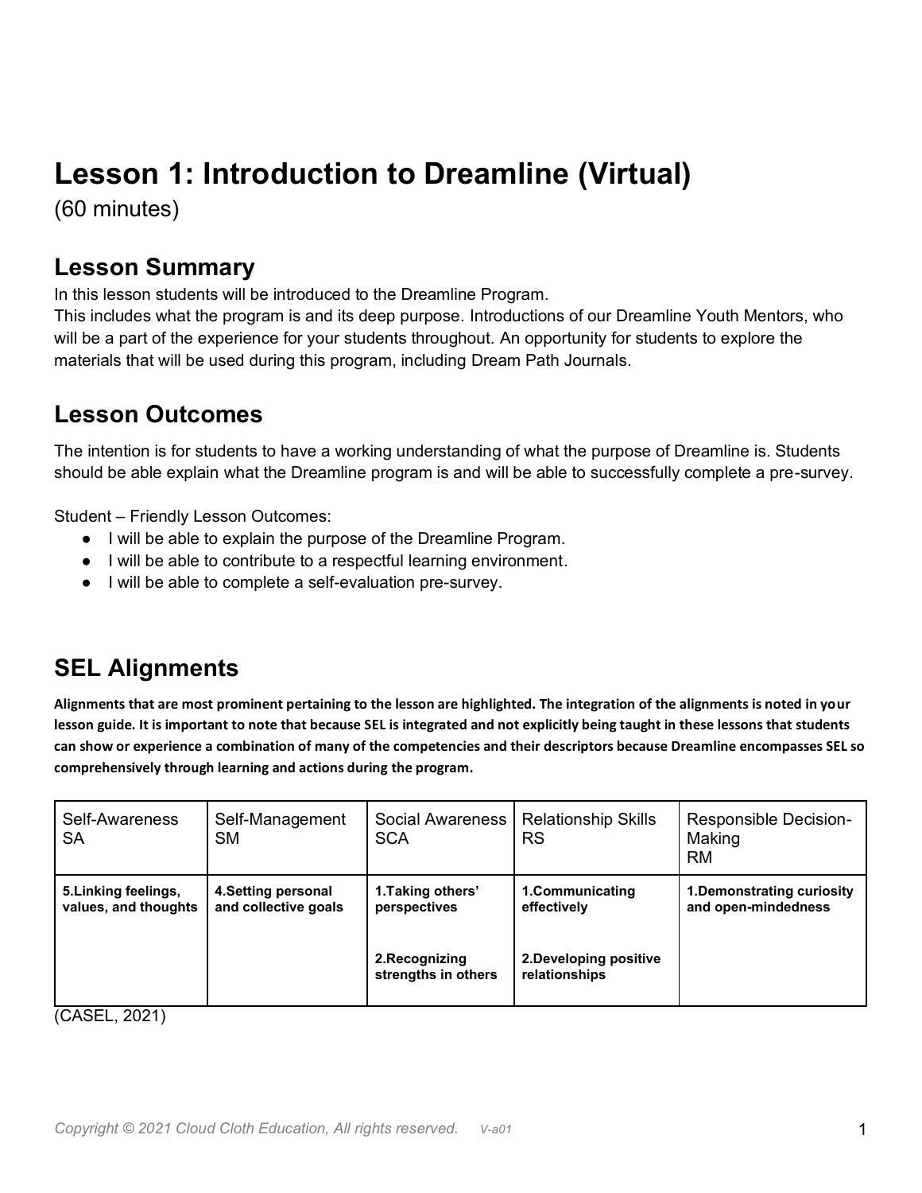# Lesson 1: Introduction to Dreamline (Virtual)

(60 minutes)

## Lesson Summary

In this lesson students will be introduced to the Dreamline Program.
This includes what the program is and its deep purpose. Introductions of our Dreamline Youth Mentors, who will be a part of the experience for your students throughout. An opportunity for students to explore the materials that will be used during this program, including Dream Path Journals.

## Lesson Outcomes

The intention is for students to have a working understanding of what the purpose of Dreamline is. Students should be able explain what the Dreamline program is and will be able to successfully complete a pre-survey.

Student – Friendly Lesson Outcomes:

- I will be able to explain the purpose of the Dreamline Program.
- I will be able to contribute to a respectful learning environment.
- I will be able to complete a self-evaluation pre-survey.

## SEL Alignments

**Alignments that are most prominent pertaining to the lesson are highlighted. The integration of the alignments is noted in your lesson guide. It is important to note that because SEL is integrated and not explicitly being taught in these lessons that students can show or experience a combination of many of the competencies and their descriptors because Dreamline encompasses SEL so comprehensively through learning and actions during the program.**

| Self-Awareness SA | Self-Management SM | Social Awareness SCA | Relationship Skills RS | Responsible Decision-Making RM |
|---|---|---|---|---|
| **5.Linking feelings, values, and thoughts** | **4.Setting personal and collective goals** | **1.Taking others' perspectives** | **1.Communicating effectively** | **1.Demonstrating curiosity and open-mindedness** |
| | | **2.Recognizing strengths in others** | **2.Developing positive relationships** | |

(CASEL, 2021)

*Copyright © 2021 Cloud Cloth Education, All rights reserved.* V-a01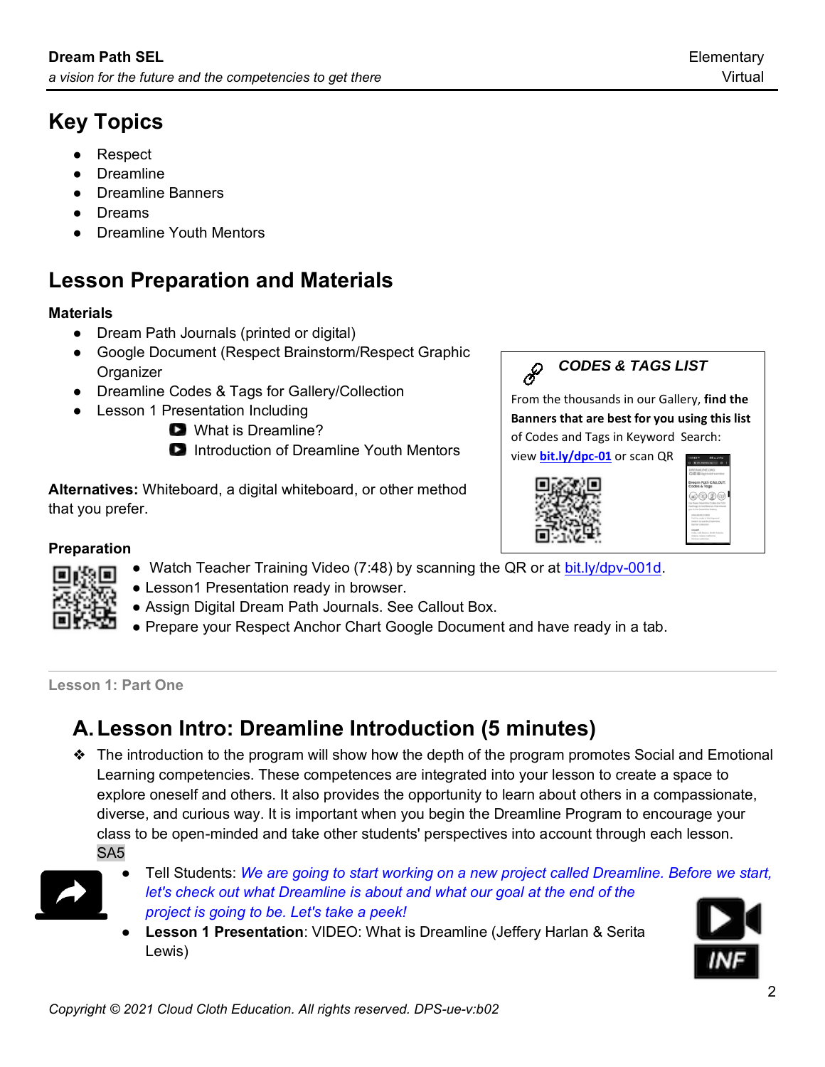## Key Topics

- Respect
- Dreamline
- Dreamline Banners
- Dreams
- Dreamline Youth Mentors

## Lesson Preparation and Materials

**Materials**

- Dream Path Journals (printed or digital)
- Google Document (Respect Brainstorm/Respect Graphic Organizer
- Dreamline Codes & Tags for Gallery/Collection
- Lesson 1 Presentation Including
  - What is Dreamline?
  - Introduction of Dreamline Youth Mentors

**Alternatives:** Whiteboard, a digital whiteboard, or other method that you prefer.

***CODES & TAGS LIST***

From the thousands in our Gallery, **find the Banners that are best for you using this list** of Codes and Tags in Keyword Search: view **bit.ly/dpc-01** or scan QR

**Preparation**

- Watch Teacher Training Video (7:48) by scanning the QR or at bit.ly/dpv-001d.
- Lesson1 Presentation ready in browser.
- Assign Digital Dream Path Journals. See Callout Box.
- Prepare your Respect Anchor Chart Google Document and have ready in a tab.

Lesson 1: Part One

## A. Lesson Intro: Dreamline Introduction (5 minutes)

❖ The introduction to the program will show how the depth of the program promotes Social and Emotional Learning competencies. These competences are integrated into your lesson to create a space to explore oneself and others. It also provides the opportunity to learn about others in a compassionate, diverse, and curious way. It is important when you begin the Dreamline Program to encourage your class to be open-minded and take other students' perspectives into account through each lesson. SA5

- Tell Students: *We are going to start working on a new project called Dreamline. Before we start, let's check out what Dreamline is about and what our goal at the end of the project is going to be. Let's take a peek!*
- **Lesson 1 Presentation**: VIDEO: What is Dreamline (Jeffery Harlan & Serita Lewis)

INF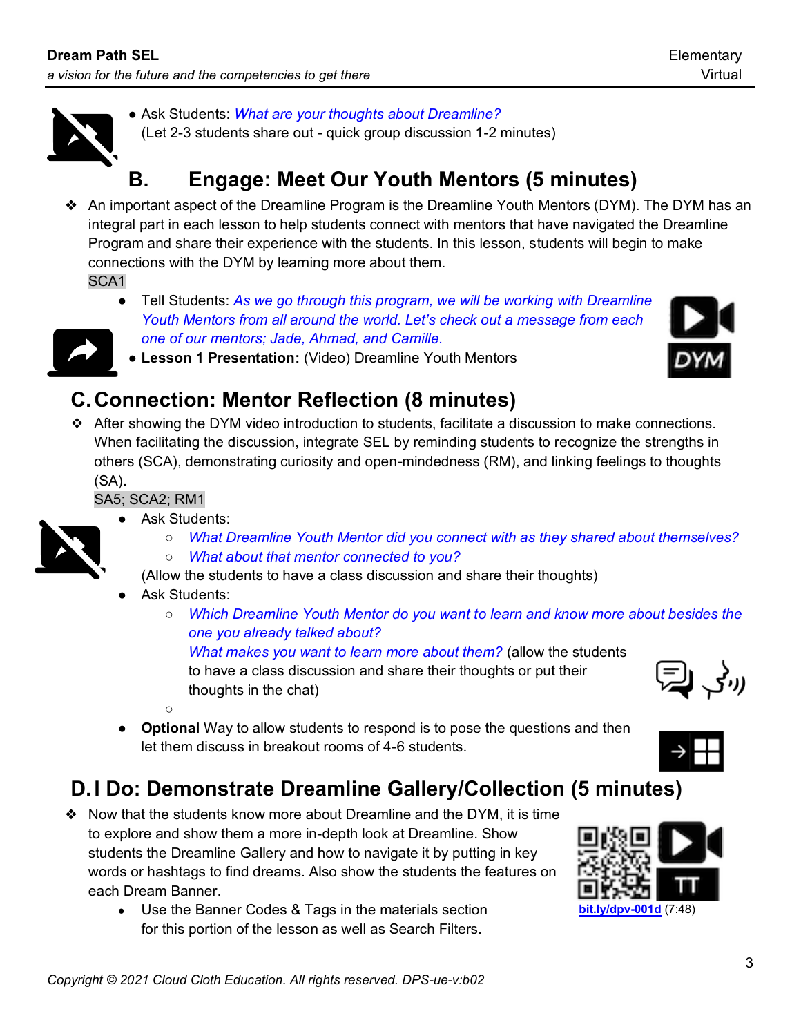- Ask Students: *What are your thoughts about Dreamline?*
  (Let 2-3 students share out - quick group discussion 1-2 minutes)

## B. Engage: Meet Our Youth Mentors (5 minutes)

❖ An important aspect of the Dreamline Program is the Dreamline Youth Mentors (DYM). The DYM has an integral part in each lesson to help students connect with mentors that have navigated the Dreamline Program and share their experience with the students. In this lesson, students will begin to make connections with the DYM by learning more about them.

SCA1

- Tell Students: *As we go through this program, we will be working with Dreamline Youth Mentors from all around the world. Let's check out a message from each one of our mentors; Jade, Ahmad, and Camille.*
- **Lesson 1 Presentation:** (Video) Dreamline Youth Mentors

## C. Connection: Mentor Reflection (8 minutes)

❖ After showing the DYM video introduction to students, facilitate a discussion to make connections. When facilitating the discussion, integrate SEL by reminding students to recognize the strengths in others (SCA), demonstrating curiosity and open-mindedness (RM), and linking feelings to thoughts (SA).

SA5; SCA2; RM1

- Ask Students:
  - *What Dreamline Youth Mentor did you connect with as they shared about themselves?*
  - *What about that mentor connected to you?*

  (Allow the students to have a class discussion and share their thoughts)
- Ask Students:
  - *Which Dreamline Youth Mentor do you want to learn and know more about besides the one you already talked about?*
    *What makes you want to learn more about them?* (allow the students to have a class discussion and share their thoughts or put their thoughts in the chat)
- **Optional** Way to allow students to respond is to pose the questions and then let them discuss in breakout rooms of 4-6 students.

## D. I Do: Demonstrate Dreamline Gallery/Collection (5 minutes)

❖ Now that the students know more about Dreamline and the DYM, it is time to explore and show them a more in-depth look at Dreamline. Show students the Dreamline Gallery and how to navigate it by putting in key words or hashtags to find dreams. Also show the students the features on each Dream Banner.

- Use the Banner Codes & Tags in the materials section for this portion of the lesson as well as Search Filters.

bit.ly/dpv-001d (7:48)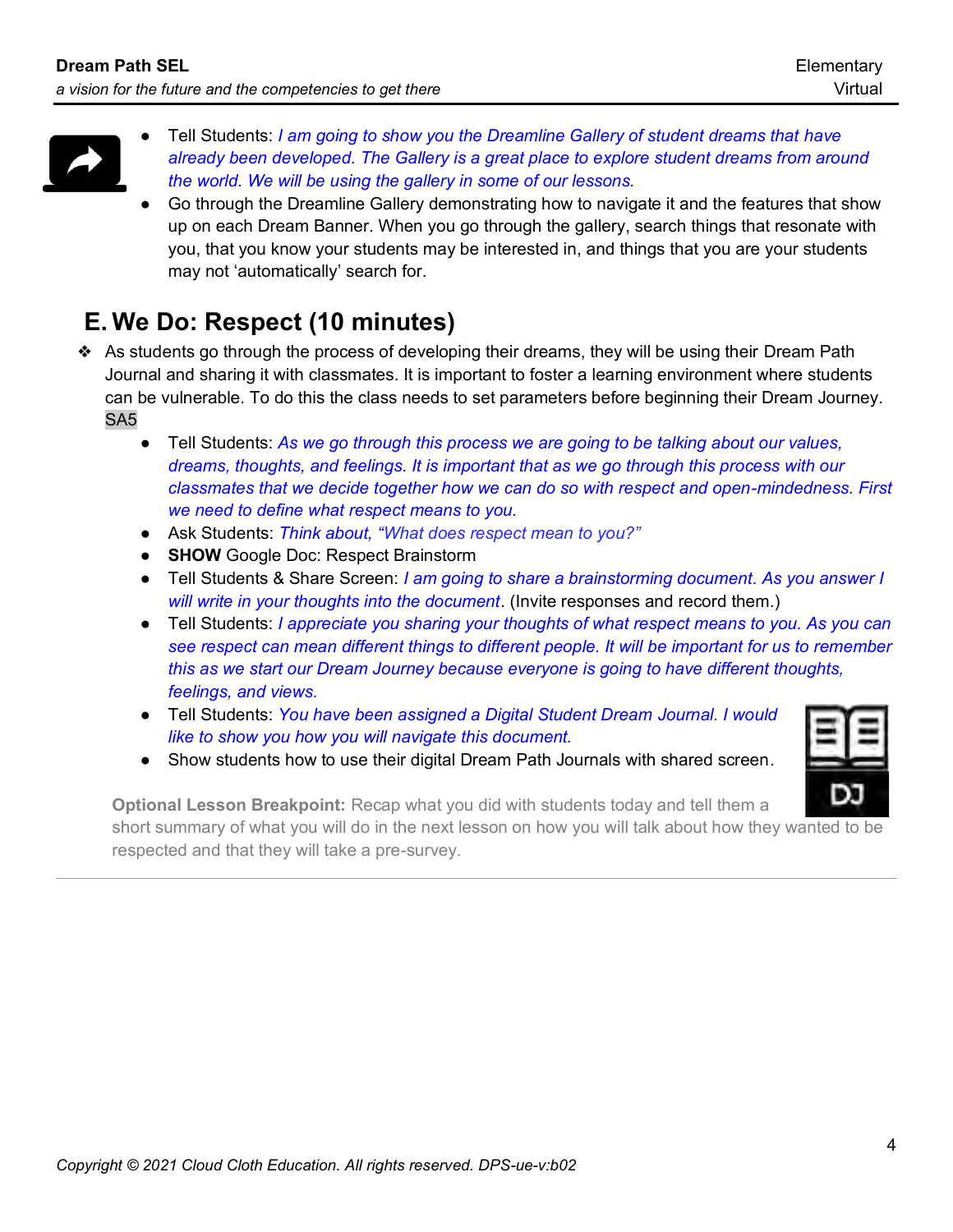- Tell Students: *I am going to show you the Dreamline Gallery of student dreams that have already been developed. The Gallery is a great place to explore student dreams from around the world. We will be using the gallery in some of our lessons.*
- Go through the Dreamline Gallery demonstrating how to navigate it and the features that show up on each Dream Banner. When you go through the gallery, search things that resonate with you, that you know your students may be interested in, and things that you are your students may not 'automatically' search for.

## E. We Do: Respect (10 minutes)

❖ As students go through the process of developing their dreams, they will be using their Dream Path Journal and sharing it with classmates. It is important to foster a learning environment where students can be vulnerable. To do this the class needs to set parameters before beginning their Dream Journey. SA5

- Tell Students: *As we go through this process we are going to be talking about our values, dreams, thoughts, and feelings. It is important that as we go through this process with our classmates that we decide together how we can do so with respect and open-mindedness. First we need to define what respect means to you.*
- Ask Students: *Think about, "What does respect mean to you?"*
- **SHOW** Google Doc: Respect Brainstorm
- Tell Students & Share Screen: *I am going to share a brainstorming document. As you answer I will write in your thoughts into the document*. (Invite responses and record them.)
- Tell Students: *I appreciate you sharing your thoughts of what respect means to you. As you can see respect can mean different things to different people. It will be important for us to remember this as we start our Dream Journey because everyone is going to have different thoughts, feelings, and views.*
- Tell Students: *You have been assigned a Digital Student Dream Journal. I would like to show you how you will navigate this document.*
- Show students how to use their digital Dream Path Journals with shared screen.

**Optional Lesson Breakpoint:** Recap what you did with students today and tell them a short summary of what you will do in the next lesson on how you will talk about how they wanted to be respected and that they will take a pre-survey.

---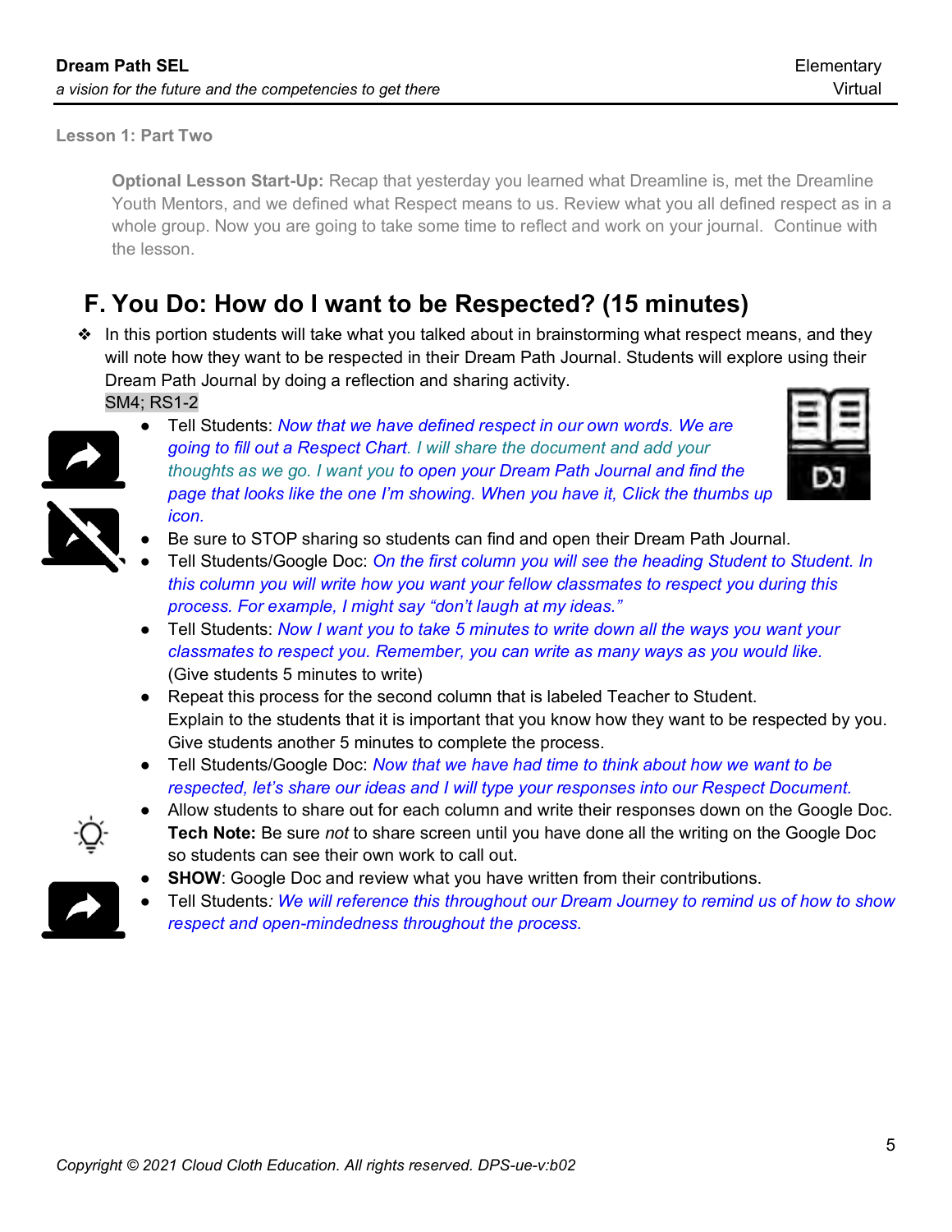Lesson 1: Part Two

**Optional Lesson Start-Up:** Recap that yesterday you learned what Dreamline is, met the Dreamline Youth Mentors, and we defined what Respect means to us. Review what you all defined respect as in a whole group. Now you are going to take some time to reflect and work on your journal. Continue with the lesson.

## F. You Do: How do I want to be Respected? (15 minutes)

- In this portion students will take what you talked about in brainstorming what respect means, and they will note how they want to be respected in their Dream Path Journal. Students will explore using their Dream Path Journal by doing a reflection and sharing activity.
  SM4; RS1-2
  - Tell Students: *Now that we have defined respect in our own words. We are going to fill out a Respect Chart. I will share the document and add your thoughts as we go. I want you to open your Dream Path Journal and find the page that looks like the one I'm showing. When you have it, Click the thumbs up icon.*
  - Be sure to STOP sharing so students can find and open their Dream Path Journal.
  - Tell Students/Google Doc: *On the first column you will see the heading Student to Student. In this column you will write how you want your fellow classmates to respect you during this process. For example, I might say "don't laugh at my ideas."*
  - Tell Students: *Now I want you to take 5 minutes to write down all the ways you want your classmates to respect you. Remember, you can write as many ways as you would like.* (Give students 5 minutes to write)
  - Repeat this process for the second column that is labeled Teacher to Student. Explain to the students that it is important that you know how they want to be respected by you. Give students another 5 minutes to complete the process.
  - Tell Students/Google Doc: *Now that we have had time to think about how we want to be respected, let's share our ideas and I will type your responses into our Respect Document.*
  - Allow students to share out for each column and write their responses down on the Google Doc. **Tech Note:** Be sure *not* to share screen until you have done all the writing on the Google Doc so students can see their own work to call out.
  - **SHOW**: Google Doc and review what you have written from their contributions.
  - Tell Students*: We will reference this throughout our Dream Journey to remind us of how to show respect and open-mindedness throughout the process.*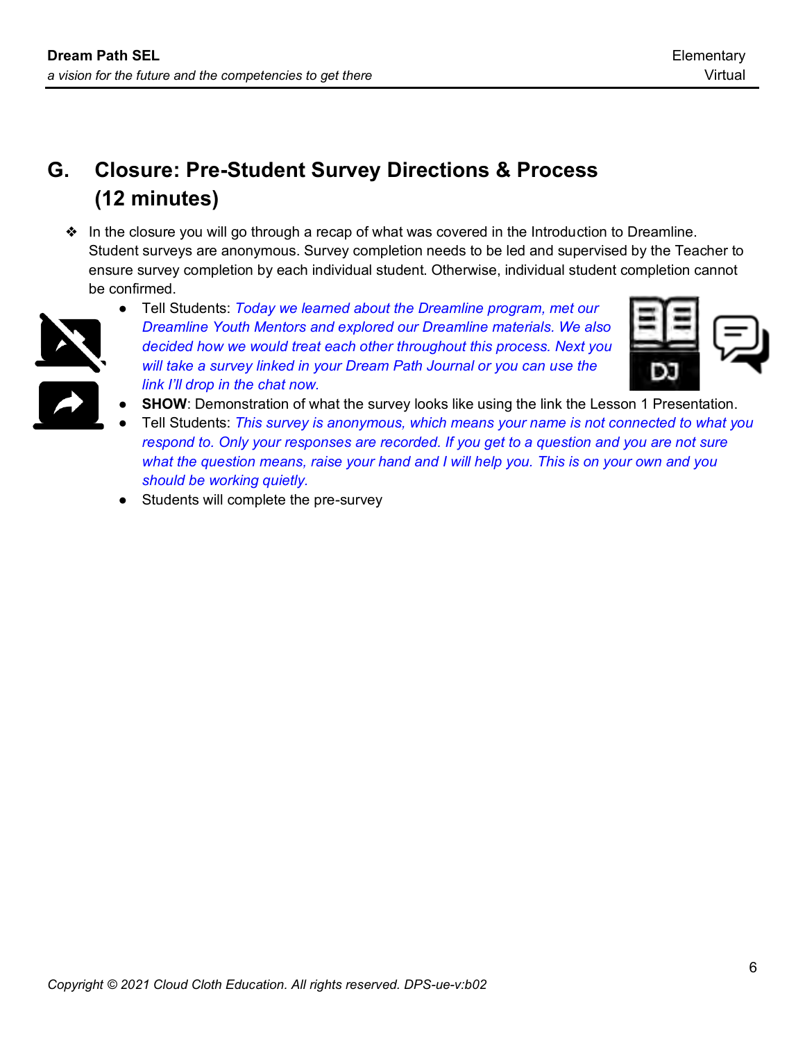## G. Closure: Pre-Student Survey Directions & Process (12 minutes)

❖ In the closure you will go through a recap of what was covered in the Introduction to Dreamline. Student surveys are anonymous. Survey completion needs to be led and supervised by the Teacher to ensure survey completion by each individual student. Otherwise, individual student completion cannot be confirmed.

- Tell Students: *Today we learned about the Dreamline program, met our Dreamline Youth Mentors and explored our Dreamline materials. We also decided how we would treat each other throughout this process. Next you will take a survey linked in your Dream Path Journal or you can use the link I'll drop in the chat now.*
- **SHOW**: Demonstration of what the survey looks like using the link the Lesson 1 Presentation.
- Tell Students: *This survey is anonymous, which means your name is not connected to what you respond to. Only your responses are recorded. If you get to a question and you are not sure what the question means, raise your hand and I will help you. This is on your own and you should be working quietly.*
- Students will complete the pre-survey